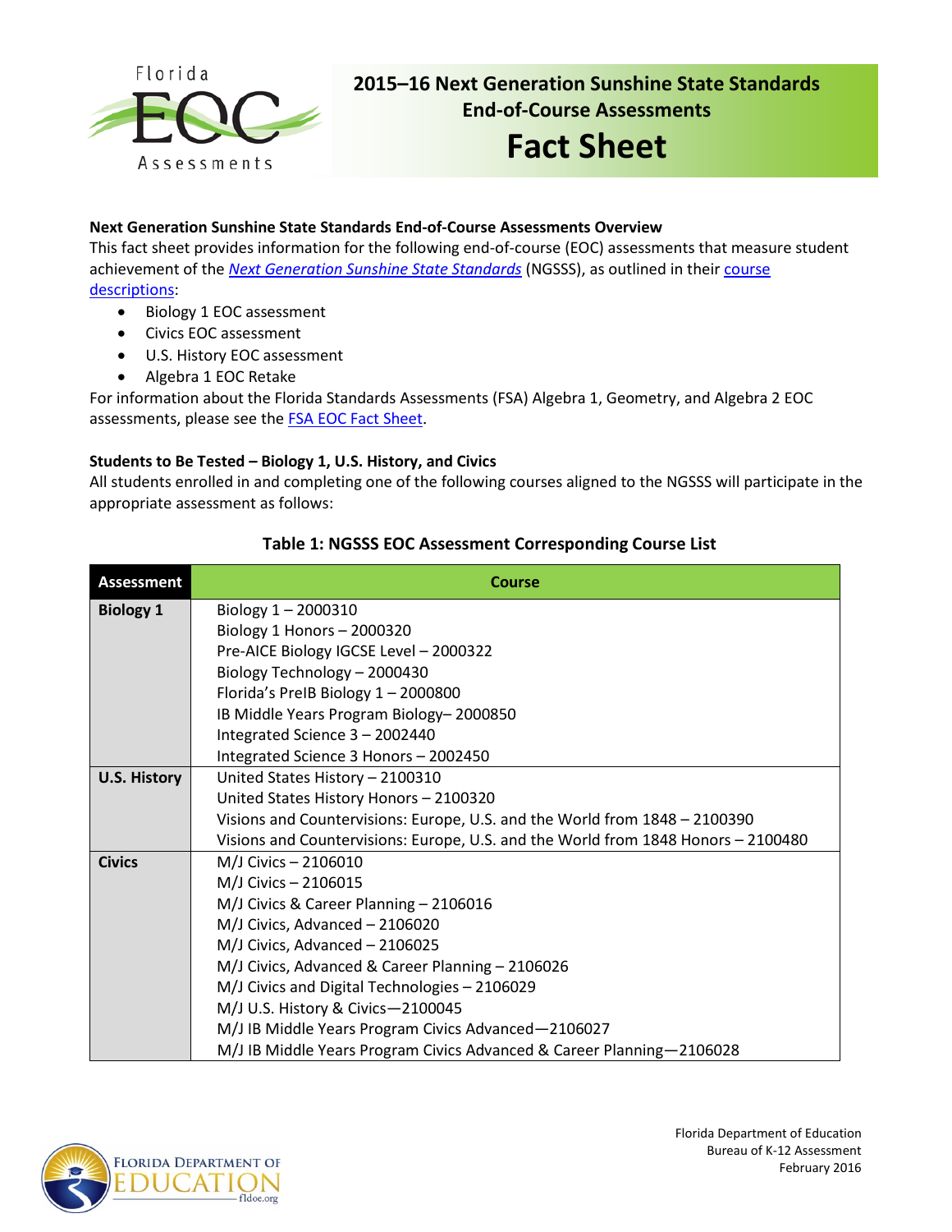# 2015–16 Next Generation Sunshine State Standards End-of-Course Assessments

# Fact Sheet

### Next Generation Sunshine State Standards End-of-Course Assessments Overview

This fact sheet provides information for the following end-of-course (EOC) assessments that measure student achievement of the *Next Generation Sunshine State Standards* (NGSSS), as outlined in their course descriptions:

- Biology 1 EOC assessment
- Civics EOC assessment
- U.S. History EOC assessment
- Algebra 1 EOC Retake

For information about the Florida Standards Assessments (FSA) Algebra 1, Geometry, and Algebra 2 EOC assessments, please see the FSA EOC Fact Sheet.

### Students to Be Tested – Biology 1, U.S. History, and Civics

All students enrolled in and completing one of the following courses aligned to the NGSSS will participate in the appropriate assessment as follows:

**Table 1: NGSSS EOC Assessment Corresponding Course List**

| Assessment | Course |
|---|---|
| **Biology 1** | Biology 1 – 2000310<br>Biology 1 Honors – 2000320<br>Pre-AICE Biology IGCSE Level – 2000322<br>Biology Technology – 2000430<br>Florida's PreIB Biology 1 – 2000800<br>IB Middle Years Program Biology– 2000850<br>Integrated Science 3 – 2002440<br>Integrated Science 3 Honors – 2002450 |
| **U.S. History** | United States History – 2100310<br>United States History Honors – 2100320<br>Visions and Countervisions: Europe, U.S. and the World from 1848 – 2100390<br>Visions and Countervisions: Europe, U.S. and the World from 1848 Honors – 2100480 |
| **Civics** | M/J Civics – 2106010<br>M/J Civics – 2106015<br>M/J Civics & Career Planning – 2106016<br>M/J Civics, Advanced – 2106020<br>M/J Civics, Advanced – 2106025<br>M/J Civics, Advanced & Career Planning – 2106026<br>M/J Civics and Digital Technologies – 2106029<br>M/J U.S. History & Civics—2100045<br>M/J IB Middle Years Program Civics Advanced—2106027<br>M/J IB Middle Years Program Civics Advanced & Career Planning—2106028 |

Florida Department of Education
Bureau of K-12 Assessment
February 2016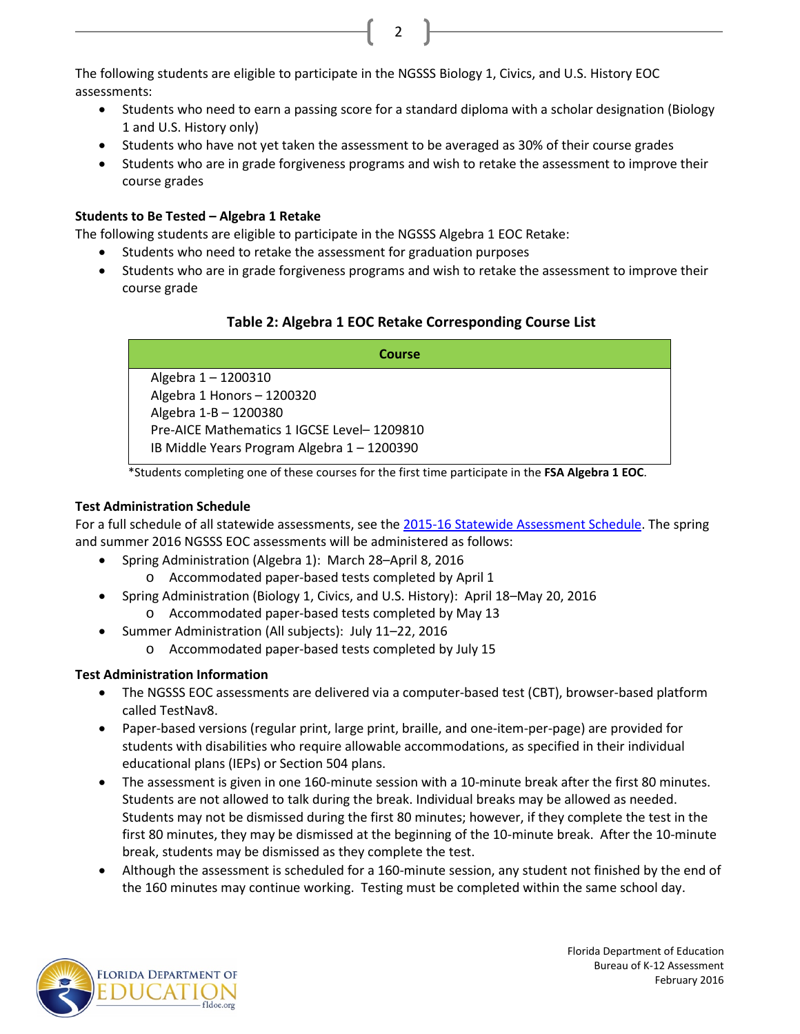The following students are eligible to participate in the NGSSS Biology 1, Civics, and U.S. History EOC assessments:

- Students who need to earn a passing score for a standard diploma with a scholar designation (Biology 1 and U.S. History only)
- Students who have not yet taken the assessment to be averaged as 30% of their course grades
- Students who are in grade forgiveness programs and wish to retake the assessment to improve their course grades

**Students to Be Tested – Algebra 1 Retake**

The following students are eligible to participate in the NGSSS Algebra 1 EOC Retake:

- Students who need to retake the assessment for graduation purposes
- Students who are in grade forgiveness programs and wish to retake the assessment to improve their course grade

**Table 2: Algebra 1 EOC Retake Corresponding Course List**

| Course |
|---|
| Algebra 1 – 1200310<br>Algebra 1 Honors – 1200320<br>Algebra 1-B – 1200380<br>Pre-AICE Mathematics 1 IGCSE Level– 1209810<br>IB Middle Years Program Algebra 1 – 1200390 |

*Students completing one of these courses for the first time participate in the **FSA Algebra 1 EOC**.

**Test Administration Schedule**

For a full schedule of all statewide assessments, see the 2015-16 Statewide Assessment Schedule. The spring and summer 2016 NGSSS EOC assessments will be administered as follows:

- Spring Administration (Algebra 1): March 28–April 8, 2016
  - Accommodated paper-based tests completed by April 1
- Spring Administration (Biology 1, Civics, and U.S. History): April 18–May 20, 2016
  - Accommodated paper-based tests completed by May 13
- Summer Administration (All subjects): July 11–22, 2016
  - Accommodated paper-based tests completed by July 15

**Test Administration Information**

- The NGSSS EOC assessments are delivered via a computer-based test (CBT), browser-based platform called TestNav8.
- Paper-based versions (regular print, large print, braille, and one-item-per-page) are provided for students with disabilities who require allowable accommodations, as specified in their individual educational plans (IEPs) or Section 504 plans.
- The assessment is given in one 160-minute session with a 10-minute break after the first 80 minutes. Students are not allowed to talk during the break. Individual breaks may be allowed as needed. Students may not be dismissed during the first 80 minutes; however, if they complete the test in the first 80 minutes, they may be dismissed at the beginning of the 10-minute break. After the 10-minute break, students may be dismissed as they complete the test.
- Although the assessment is scheduled for a 160-minute session, any student not finished by the end of the 160 minutes may continue working. Testing must be completed within the same school day.

Florida Department of Education
Bureau of K-12 Assessment
February 2016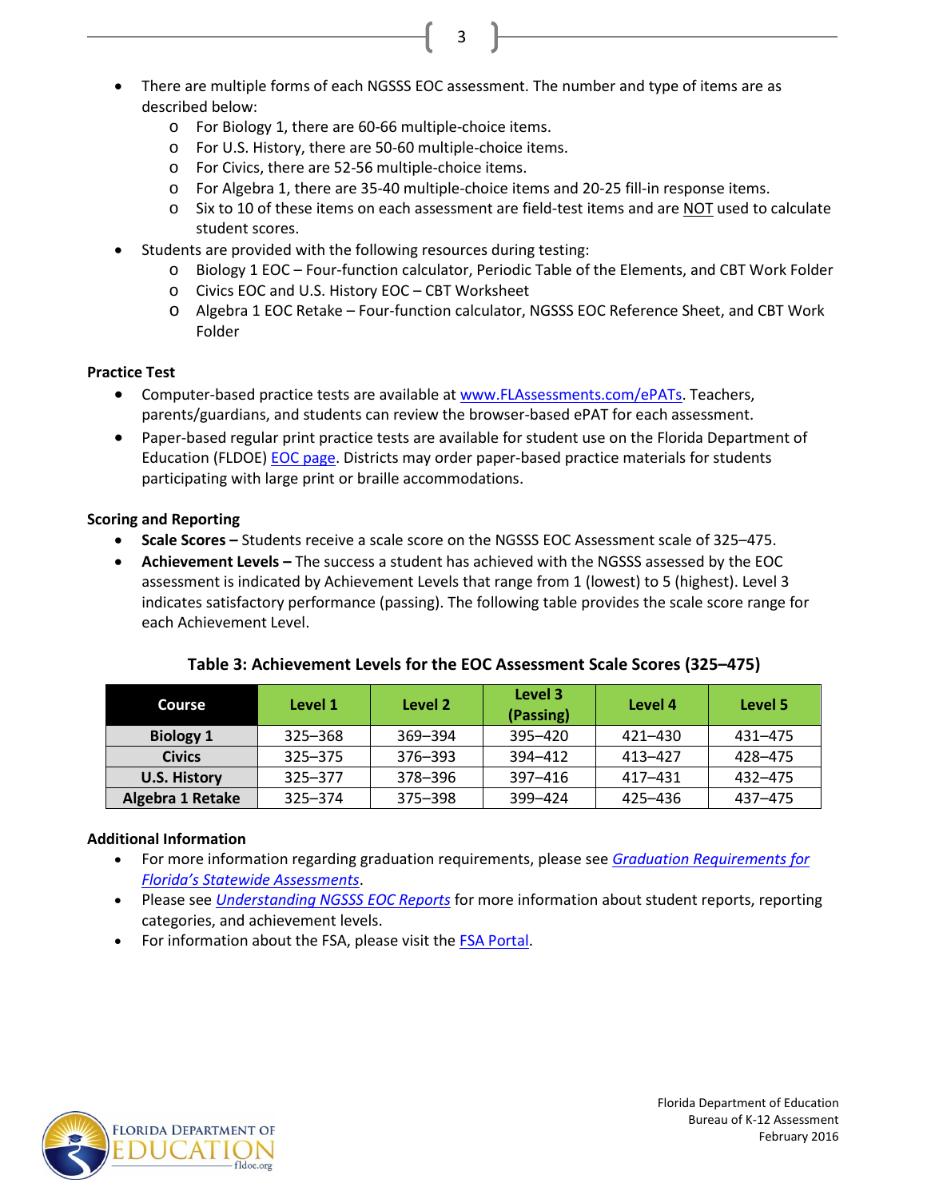- There are multiple forms of each NGSSS EOC assessment. The number and type of items are as described below:
  - For Biology 1, there are 60-66 multiple-choice items.
  - For U.S. History, there are 50-60 multiple-choice items.
  - For Civics, there are 52-56 multiple-choice items.
  - For Algebra 1, there are 35-40 multiple-choice items and 20-25 fill-in response items.
  - Six to 10 of these items on each assessment are field-test items and are NOT used to calculate student scores.
- Students are provided with the following resources during testing:
  - Biology 1 EOC – Four-function calculator, Periodic Table of the Elements, and CBT Work Folder
  - Civics EOC and U.S. History EOC – CBT Worksheet
  - Algebra 1 EOC Retake – Four-function calculator, NGSSS EOC Reference Sheet, and CBT Work Folder

**Practice Test**

- Computer-based practice tests are available at [www.FLAssessments.com/ePATs](www.FLAssessments.com/ePATs). Teachers, parents/guardians, and students can review the browser-based ePAT for each assessment.
- Paper-based regular print practice tests are available for student use on the Florida Department of Education (FLDOE) EOC page. Districts may order paper-based practice materials for students participating with large print or braille accommodations.

**Scoring and Reporting**

- **Scale Scores –** Students receive a scale score on the NGSSS EOC Assessment scale of 325–475.
- **Achievement Levels –** The success a student has achieved with the NGSSS assessed by the EOC assessment is indicated by Achievement Levels that range from 1 (lowest) to 5 (highest). Level 3 indicates satisfactory performance (passing). The following table provides the scale score range for each Achievement Level.

**Table 3: Achievement Levels for the EOC Assessment Scale Scores (325–475)**

| Course | Level 1 | Level 2 | Level 3 (Passing) | Level 4 | Level 5 |
|---|---|---|---|---|---|
| **Biology 1** | 325–368 | 369–394 | 395–420 | 421–430 | 431–475 |
| **Civics** | 325–375 | 376–393 | 394–412 | 413–427 | 428–475 |
| **U.S. History** | 325–377 | 378–396 | 397–416 | 417–431 | 432–475 |
| **Algebra 1 Retake** | 325–374 | 375–398 | 399–424 | 425–436 | 437–475 |

**Additional Information**

- For more information regarding graduation requirements, please see *Graduation Requirements for Florida's Statewide Assessments*.
- Please see *Understanding NGSSS EOC Reports* for more information about student reports, reporting categories, and achievement levels.
- For information about the FSA, please visit the FSA Portal.

Florida Department of Education
Bureau of K-12 Assessment
February 2016